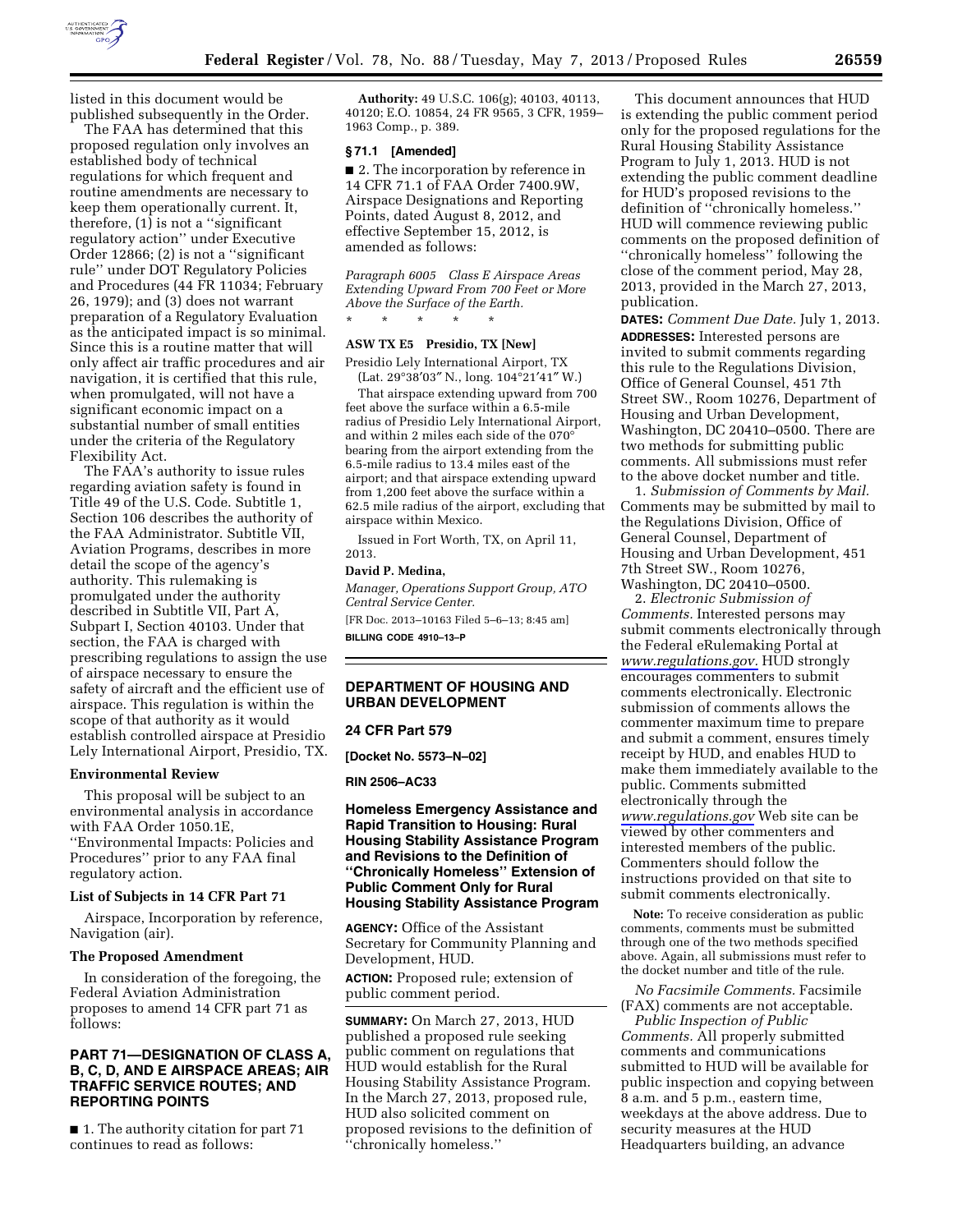listed in this document would be published subsequently in the Order.

The FAA has determined that this proposed regulation only involves an established body of technical regulations for which frequent and routine amendments are necessary to keep them operationally current. It, therefore, (1) is not a ''significant regulatory action'' under Executive Order 12866; (2) is not a ''significant rule'' under DOT Regulatory Policies and Procedures (44 FR 11034; February 26, 1979); and (3) does not warrant preparation of a Regulatory Evaluation as the anticipated impact is so minimal. Since this is a routine matter that will only affect air traffic procedures and air navigation, it is certified that this rule, when promulgated, will not have a significant economic impact on a substantial number of small entities under the criteria of the Regulatory Flexibility Act.

The FAA's authority to issue rules regarding aviation safety is found in Title 49 of the U.S. Code. Subtitle 1, Section 106 describes the authority of the FAA Administrator. Subtitle VII, Aviation Programs, describes in more detail the scope of the agency's authority. This rulemaking is promulgated under the authority described in Subtitle VII, Part A, Subpart I, Section 40103. Under that section, the FAA is charged with prescribing regulations to assign the use of airspace necessary to ensure the safety of aircraft and the efficient use of airspace. This regulation is within the scope of that authority as it would establish controlled airspace at Presidio Lely International Airport, Presidio, TX.

### Environmental Review

This proposal will be subject to an environmental analysis in accordance with FAA Order 1050.1E, ''Environmental Impacts: Policies and Procedures'' prior to any FAA final regulatory action.

### List of Subjects in 14 CFR Part 71

Airspace, Incorporation by reference, Navigation (air).

### The Proposed Amendment

In consideration of the foregoing, the Federal Aviation Administration proposes to amend 14 CFR part 71 as follows:

## PART 71—DESIGNATION OF CLASS A, B, C, D, AND E AIRSPACE AREAS; AIR TRAFFIC SERVICE ROUTES; AND REPORTING POINTS

■ 1. The authority citation for part 71 continues to read as follows:

**Authority:** 49 U.S.C. 106(g); 40103, 40113, 40120; E.O. 10854, 24 FR 9565, 3 CFR, 1959–1963 Comp., p. 389.

### § 71.1 [Amended]

■ 2. The incorporation by reference in 14 CFR 71.1 of FAA Order 7400.9W, Airspace Designations and Reporting Points, dated August 8, 2012, and effective September 15, 2012, is amended as follows:

*Paragraph 6005 Class E Airspace Areas Extending Upward From 700 Feet or More Above the Surface of the Earth.*

\* \* \* \* \*

**ASW TX E5 Presidio, TX [New]**

Presidio Lely International Airport, TX
(Lat. 29°38′03″ N., long. 104°21′41″ W.)

That airspace extending upward from 700 feet above the surface within a 6.5-mile radius of Presidio Lely International Airport, and within 2 miles each side of the 070° bearing from the airport extending from the 6.5-mile radius to 13.4 miles east of the airport; and that airspace extending upward from 1,200 feet above the surface within a 62.5 mile radius of the airport, excluding that airspace within Mexico.

Issued in Fort Worth, TX, on April 11, 2013.

**David P. Medina,**

*Manager, Operations Support Group, ATO Central Service Center.*

[FR Doc. 2013–10163 Filed 5–6–13; 8:45 am]

**BILLING CODE 4910–13–P**

## DEPARTMENT OF HOUSING AND URBAN DEVELOPMENT

### 24 CFR Part 579

**[Docket No. 5573–N–02]**

**RIN 2506–AC33**

### Homeless Emergency Assistance and Rapid Transition to Housing: Rural Housing Stability Assistance Program and Revisions to the Definition of ''Chronically Homeless'' Extension of Public Comment Only for Rural Housing Stability Assistance Program

**AGENCY:** Office of the Assistant Secretary for Community Planning and Development, HUD.

**ACTION:** Proposed rule; extension of public comment period.

**SUMMARY:** On March 27, 2013, HUD published a proposed rule seeking public comment on regulations that HUD would establish for the Rural Housing Stability Assistance Program. In the March 27, 2013, proposed rule, HUD also solicited comment on proposed revisions to the definition of ''chronically homeless.''

This document announces that HUD is extending the public comment period only for the proposed regulations for the Rural Housing Stability Assistance Program to July 1, 2013. HUD is not extending the public comment deadline for HUD's proposed revisions to the definition of ''chronically homeless.'' HUD will commence reviewing public comments on the proposed definition of ''chronically homeless'' following the close of the comment period, May 28, 2013, provided in the March 27, 2013, publication.

**DATES:** *Comment Due Date.* July 1, 2013.

**ADDRESSES:** Interested persons are invited to submit comments regarding this rule to the Regulations Division, Office of General Counsel, 451 7th Street SW., Room 10276, Department of Housing and Urban Development, Washington, DC 20410–0500. There are two methods for submitting public comments. All submissions must refer to the above docket number and title.

1. *Submission of Comments by Mail.* Comments may be submitted by mail to the Regulations Division, Office of General Counsel, Department of Housing and Urban Development, 451 7th Street SW., Room 10276, Washington, DC 20410–0500.

2. *Electronic Submission of Comments.* Interested persons may submit comments electronically through the Federal eRulemaking Portal at *www.regulations.gov.* HUD strongly encourages commenters to submit comments electronically. Electronic submission of comments allows the commenter maximum time to prepare and submit a comment, ensures timely receipt by HUD, and enables HUD to make them immediately available to the public. Comments submitted electronically through the *www.regulations.gov* Web site can be viewed by other commenters and interested members of the public. Commenters should follow the instructions provided on that site to submit comments electronically.

**Note:** To receive consideration as public comments, comments must be submitted through one of the two methods specified above. Again, all submissions must refer to the docket number and title of the rule.

*No Facsimile Comments.* Facsimile (FAX) comments are not acceptable.

*Public Inspection of Public Comments.* All properly submitted comments and communications submitted to HUD will be available for public inspection and copying between 8 a.m. and 5 p.m., eastern time, weekdays at the above address. Due to security measures at the HUD Headquarters building, an advance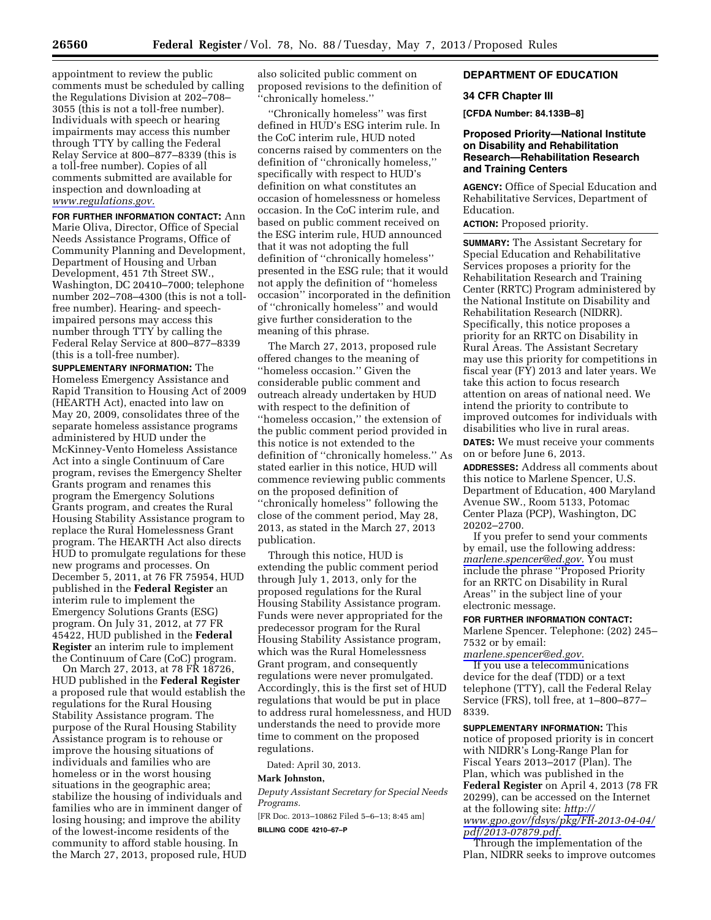appointment to review the public comments must be scheduled by calling the Regulations Division at 202–708–3055 (this is not a toll-free number). Individuals with speech or hearing impairments may access this number through TTY by calling the Federal Relay Service at 800–877–8339 (this is a toll-free number). Copies of all comments submitted are available for inspection and downloading at *www.regulations.gov.*

**FOR FURTHER INFORMATION CONTACT:** Ann Marie Oliva, Director, Office of Special Needs Assistance Programs, Office of Community Planning and Development, Department of Housing and Urban Development, 451 7th Street SW., Washington, DC 20410–7000; telephone number 202–708–4300 (this is not a toll-free number). Hearing- and speech-impaired persons may access this number through TTY by calling the Federal Relay Service at 800–877–8339 (this is a toll-free number).

**SUPPLEMENTARY INFORMATION:** The Homeless Emergency Assistance and Rapid Transition to Housing Act of 2009 (HEARTH Act), enacted into law on May 20, 2009, consolidates three of the separate homeless assistance programs administered by HUD under the McKinney-Vento Homeless Assistance Act into a single Continuum of Care program, revises the Emergency Shelter Grants program and renames this program the Emergency Solutions Grants program, and creates the Rural Housing Stability Assistance program to replace the Rural Homelessness Grant program. The HEARTH Act also directs HUD to promulgate regulations for these new programs and processes. On December 5, 2011, at 76 FR 75954, HUD published in the **Federal Register** an interim rule to implement the Emergency Solutions Grants (ESG) program. On July 31, 2012, at 77 FR 45422, HUD published in the **Federal Register** an interim rule to implement the Continuum of Care (CoC) program.

On March 27, 2013, at 78 FR 18726, HUD published in the **Federal Register** a proposed rule that would establish the regulations for the Rural Housing Stability Assistance program. The purpose of the Rural Housing Stability Assistance program is to rehouse or improve the housing situations of individuals and families who are homeless or in the worst housing situations in the geographic area; stabilize the housing of individuals and families who are in imminent danger of losing housing; and improve the ability of the lowest-income residents of the community to afford stable housing. In the March 27, 2013, proposed rule, HUD also solicited public comment on proposed revisions to the definition of ''chronically homeless.''

''Chronically homeless'' was first defined in HUD's ESG interim rule. In the CoC interim rule, HUD noted concerns raised by commenters on the definition of ''chronically homeless,'' specifically with respect to HUD's definition on what constitutes an occasion of homelessness or homeless occasion. In the CoC interim rule, and based on public comment received on the ESG interim rule, HUD announced that it was not adopting the full definition of ''chronically homeless'' presented in the ESG rule; that it would not apply the definition of ''homeless occasion'' incorporated in the definition of ''chronically homeless'' and would give further consideration to the meaning of this phrase.

The March 27, 2013, proposed rule offered changes to the meaning of ''homeless occasion.'' Given the considerable public comment and outreach already undertaken by HUD with respect to the definition of ''homeless occasion,'' the extension of the public comment period provided in this notice is not extended to the definition of ''chronically homeless.'' As stated earlier in this notice, HUD will commence reviewing public comments on the proposed definition of ''chronically homeless'' following the close of the comment period, May 28, 2013, as stated in the March 27, 2013 publication.

Through this notice, HUD is extending the public comment period through July 1, 2013, only for the proposed regulations for the Rural Housing Stability Assistance program. Funds were never appropriated for the predecessor program for the Rural Housing Stability Assistance program, which was the Rural Homelessness Grant program, and consequently regulations were never promulgated. Accordingly, this is the first set of HUD regulations that would be put in place to address rural homelessness, and HUD understands the need to provide more time to comment on the proposed regulations.

Dated: April 30, 2013.

**Mark Johnston,**

*Deputy Assistant Secretary for Special Needs Programs.*

[FR Doc. 2013–10862 Filed 5–6–13; 8:45 am]

**BILLING CODE 4210–67–P**

## DEPARTMENT OF EDUCATION

### 34 CFR Chapter III

**[CFDA Number: 84.133B–8]**

### Proposed Priority—National Institute on Disability and Rehabilitation Research—Rehabilitation Research and Training Centers

**AGENCY:** Office of Special Education and Rehabilitative Services, Department of Education.

**ACTION:** Proposed priority.

**SUMMARY:** The Assistant Secretary for Special Education and Rehabilitative Services proposes a priority for the Rehabilitation Research and Training Center (RRTC) Program administered by the National Institute on Disability and Rehabilitation Research (NIDRR). Specifically, this notice proposes a priority for an RRTC on Disability in Rural Areas. The Assistant Secretary may use this priority for competitions in fiscal year (FY) 2013 and later years. We take this action to focus research attention on areas of national need. We intend the priority to contribute to improved outcomes for individuals with disabilities who live in rural areas.

**DATES:** We must receive your comments on or before June 6, 2013.

**ADDRESSES:** Address all comments about this notice to Marlene Spencer, U.S. Department of Education, 400 Maryland Avenue SW., Room 5133, Potomac Center Plaza (PCP), Washington, DC 20202–2700.

If you prefer to send your comments by email, use the following address: *marlene.spencer@ed.gov.* You must include the phrase ''Proposed Priority for an RRTC on Disability in Rural Areas'' in the subject line of your electronic message.

**FOR FURTHER INFORMATION CONTACT:** Marlene Spencer. Telephone: (202) 245–7532 or by email: *marlene.spencer@ed.gov.*

If you use a telecommunications device for the deaf (TDD) or a text telephone (TTY), call the Federal Relay Service (FRS), toll free, at 1–800–877–8339.

**SUPPLEMENTARY INFORMATION:** This notice of proposed priority is in concert with NIDRR's Long-Range Plan for Fiscal Years 2013–2017 (Plan). The Plan, which was published in the **Federal Register** on April 4, 2013 (78 FR 20299), can be accessed on the Internet at the following site: *http://www.gpo.gov/fdsys/pkg/FR-2013-04-04/pdf/2013-07879.pdf.*

Through the implementation of the Plan, NIDRR seeks to improve outcomes